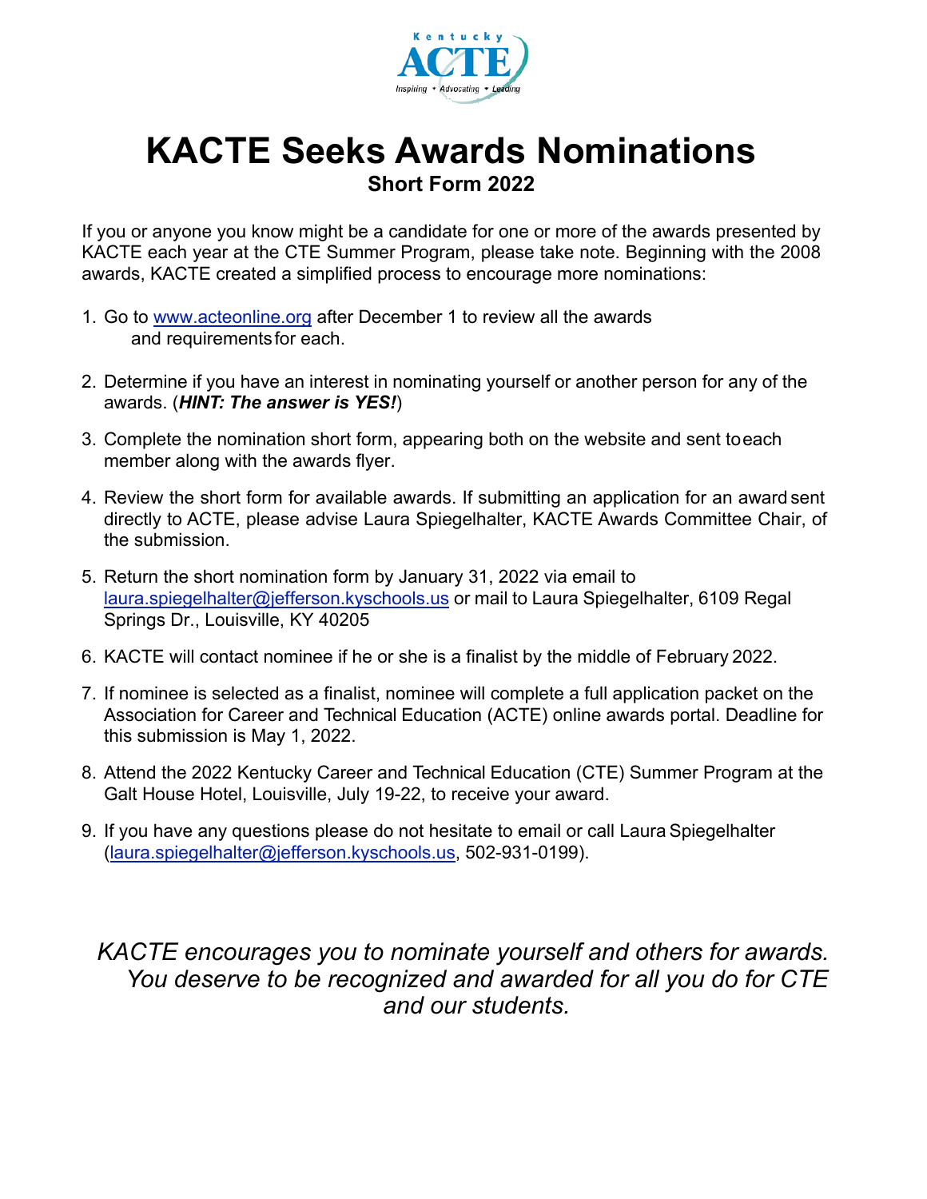# KACTE Seeks Awards Nominations

## Short Form 2022

If you or anyone you know might be a candidate for one or more of the awards presented by KACTE each year at the CTE Summer Program, please take note. Beginning with the 2008 awards, KACTE created a simplified process to encourage more nominations:

1. Go to www.acteonline.org after December 1 to review all the awards and requirements for each.
2. Determine if you have an interest in nominating yourself or another person for any of the awards. (***HINT: The answer is YES!***)
3. Complete the nomination short form, appearing both on the website and sent to each member along with the awards flyer.
4. Review the short form for available awards. If submitting an application for an award sent directly to ACTE, please advise Laura Spiegelhalter, KACTE Awards Committee Chair, of the submission.
5. Return the short nomination form by January 31, 2022 via email to laura.spiegelhalter@jefferson.kyschools.us or mail to Laura Spiegelhalter, 6109 Regal Springs Dr., Louisville, KY 40205
6. KACTE will contact nominee if he or she is a finalist by the middle of February 2022.
7. If nominee is selected as a finalist, nominee will complete a full application packet on the Association for Career and Technical Education (ACTE) online awards portal. Deadline for this submission is May 1, 2022.
8. Attend the 2022 Kentucky Career and Technical Education (CTE) Summer Program at the Galt House Hotel, Louisville, July 19-22, to receive your award.
9. If you have any questions please do not hesitate to email or call Laura Spiegelhalter (laura.spiegelhalter@jefferson.kyschools.us, 502-931-0199).

*KACTE encourages you to nominate yourself and others for awards. You deserve to be recognized and awarded for all you do for CTE and our students.*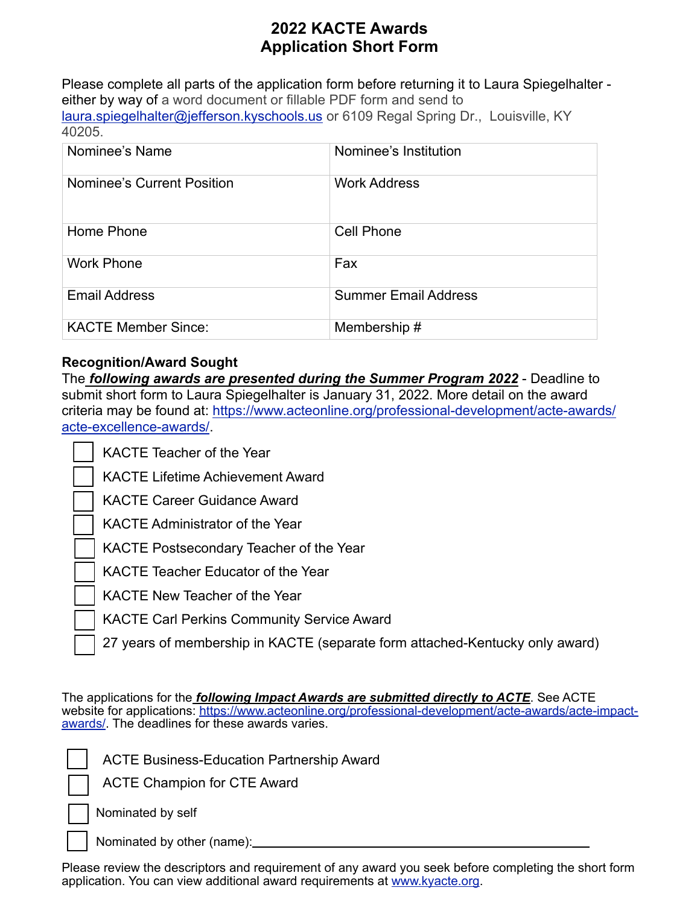# 2022 KACTE Awards
## Application Short Form

Please complete all parts of the application form before returning it to Laura Spiegelhalter - either by way of a word document or fillable PDF form and send to laura.spiegelhalter@jefferson.kyschools.us or 6109 Regal Spring Dr., Louisville, KY 40205.

| Nominee's Name | Nominee's Institution |
|---|---|
| Nominee's Current Position | Work Address |
| Home Phone | Cell Phone |
| Work Phone | Fax |
| Email Address | Summer Email Address |
| KACTE Member Since: | Membership # |

**Recognition/Award Sought**

The ***following awards are presented during the Summer Program 2022*** - Deadline to submit short form to Laura Spiegelhalter is January 31, 2022. More detail on the award criteria may be found at: https://www.acteonline.org/professional-development/acte-awards/acte-excellence-awards/.

- ☐ KACTE Teacher of the Year
- ☐ KACTE Lifetime Achievement Award
- ☐ KACTE Career Guidance Award
- ☐ KACTE Administrator of the Year
- ☐ KACTE Postsecondary Teacher of the Year
- ☐ KACTE Teacher Educator of the Year
- ☐ KACTE New Teacher of the Year
- ☐ KACTE Carl Perkins Community Service Award
- ☐ 27 years of membership in KACTE (separate form attached-Kentucky only award)

The applications for the ***following Impact Awards are submitted directly to ACTE***. See ACTE website for applications: https://www.acteonline.org/professional-development/acte-awards/acte-impact-awards/. The deadlines for these awards varies.

- ☐ ACTE Business-Education Partnership Award
- ☐ ACTE Champion for CTE Award

- ☐ Nominated by self
- ☐ Nominated by other (name):\_\_\_\_\_\_\_\_\_\_\_\_\_\_\_\_\_\_\_\_\_\_\_\_\_\_\_\_\_\_\_\_\_\_\_\_\_\_\_\_

Please review the descriptors and requirement of any award you seek before completing the short form application. You can view additional award requirements at www.kyacte.org.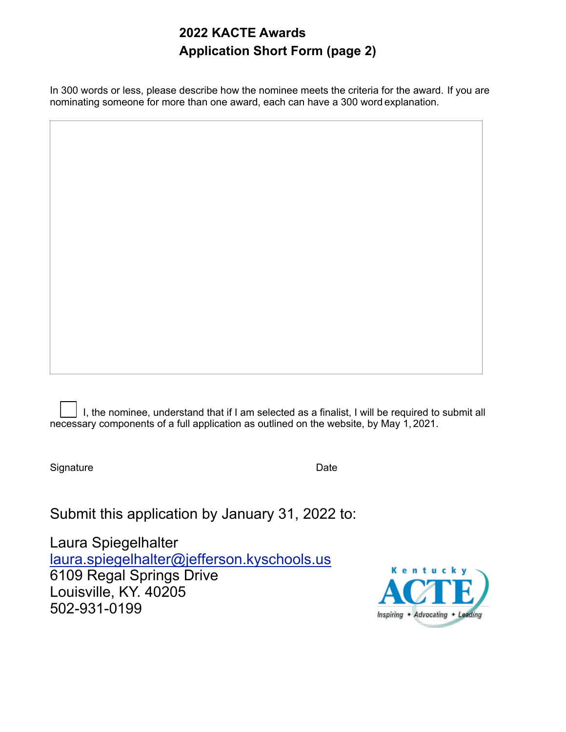# 2022 KACTE Awards
## Application Short Form (page 2)

In 300 words or less, please describe how the nominee meets the criteria for the award. If you are nominating someone for more than one award, each can have a 300 word explanation.

☐ I, the nominee, understand that if I am selected as a finalist, I will be required to submit all necessary components of a full application as outlined on the website, by May 1, 2021.

Signature                                                                                    Date

Submit this application by January 31, 2022 to:

Laura Spiegelhalter
laura.spiegelhalter@jefferson.kyschools.us
6109 Regal Springs Drive
Louisville, KY. 40205
502-931-0199

Kentucky ACTE
Inspiring • Advocating • Leading